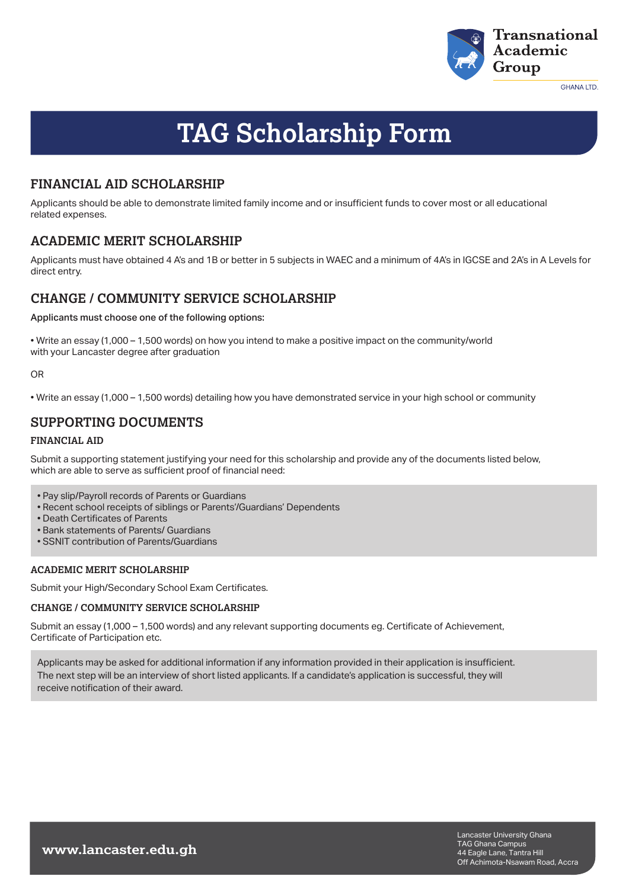Transnational Academic Group

GHANA LTD.

# TAG Scholarship Form

## FINANCIAL AID SCHOLARSHIP

Applicants should be able to demonstrate limited family income and or insufficient funds to cover most or all educational related expenses.

## ACADEMIC MERIT SCHOLARSHIP

Applicants must have obtained 4 A's and 1B or better in 5 subjects in WAEC and a minimum of 4A's in IGCSE and 2A's in A Levels for direct entry.

## CHANGE / COMMUNITY SERVICE SCHOLARSHIP

Applicants must choose one of the following options:

• Write an essay (1,000 – 1,500 words) on how you intend to make a positive impact on the community/world with your Lancaster degree after graduation

OR

• Write an essay (1,000 – 1,500 words) detailing how you have demonstrated service in your high school or community

## SUPPORTING DOCUMENTS

### FINANCIAL AID

Submit a supporting statement justifying your need for this scholarship and provide any of the documents listed below, which are able to serve as sufficient proof of financial need:

- Pay slip/Payroll records of Parents or Guardians
- Recent school receipts of siblings or Parents'/Guardians' Dependents
- Death Certificates of Parents
- Bank statements of Parents/ Guardians
- SSNIT contribution of Parents/Guardians

### ACADEMIC MERIT SCHOLARSHIP

Submit your High/Secondary School Exam Certificates.

### CHANGE / COMMUNITY SERVICE SCHOLARSHIP

Submit an essay (1,000 – 1,500 words) and any relevant supporting documents eg. Certificate of Achievement, Certificate of Participation etc.

Applicants may be asked for additional information if any information provided in their application is insufficient. The next step will be an interview of short listed applicants. If a candidate's application is successful, they will receive notification of their award.

www.lancaster.edu.gh

Lancaster University Ghana
TAG Ghana Campus
44 Eagle Lane, Tantra Hill
Off Achimota-Nsawam Road, Accra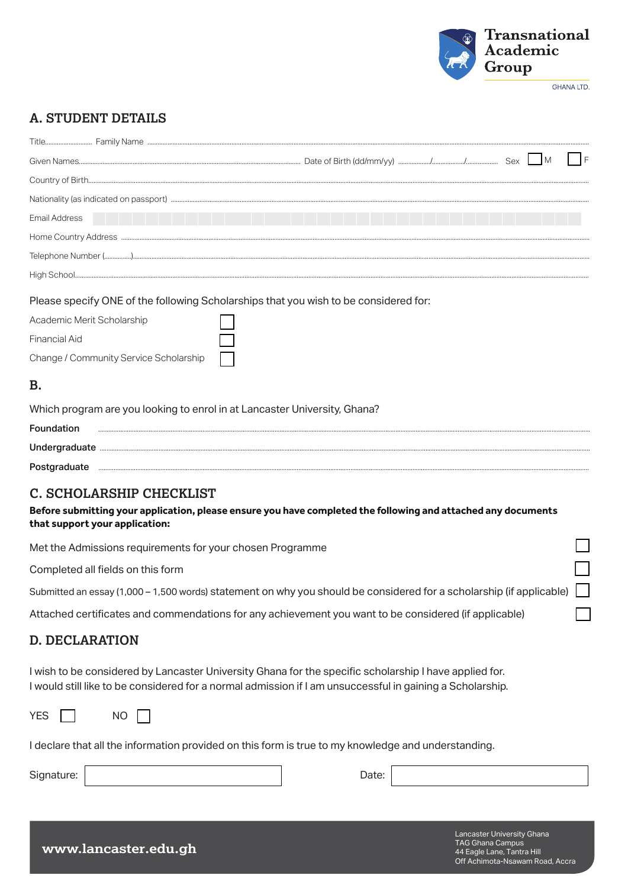Transnational Academic Group

GHANA LTD.

## A. STUDENT DETAILS

Title.......................... Family Name ..............................................................................................

Given Names.............................................................................. Date of Birth (dd/mm/yy) ................/................/................ Sex ☐ M ☐ F

Country of Birth..............................................................................................

Nationality (as indicated on passport) ..............................................................................................

Email Address

Home Country Address ..............................................................................................

Telephone Number (..............)..............................................................................................

High School..............................................................................................

Please specify ONE of the following Scholarships that you wish to be considered for:

- Academic Merit Scholarship ☐
- Financial Aid ☐
- Change / Community Service Scholarship ☐

## B.

Which program are you looking to enrol in at Lancaster University, Ghana?

**Foundation** ..............................................................................................

**Undergraduate** ..............................................................................................

**Postgraduate** ..............................................................................................

## C. SCHOLARSHIP CHECKLIST

**Before submitting your application, please ensure you have completed the following and attached any documents that support your application:**

- Met the Admissions requirements for your chosen Programme ☐
- Completed all fields on this form ☐
- Submitted an essay (1,000 – 1,500 words) statement on why you should be considered for a scholarship (if applicable) ☐
- Attached certificates and commendations for any achievement you want to be considered (if applicable) ☐

## D. DECLARATION

I wish to be considered by Lancaster University Ghana for the specific scholarship I have applied for.
I would still like to be considered for a normal admission if I am unsuccessful in gaining a Scholarship.

YES ☐ NO ☐

I declare that all the information provided on this form is true to my knowledge and understanding.

Signature: ____________________ Date: ____________________

**www.lancaster.edu.gh**

Lancaster University Ghana
TAG Ghana Campus
44 Eagle Lane, Tantra Hill
Off Achimota-Nsawam Road, Accra